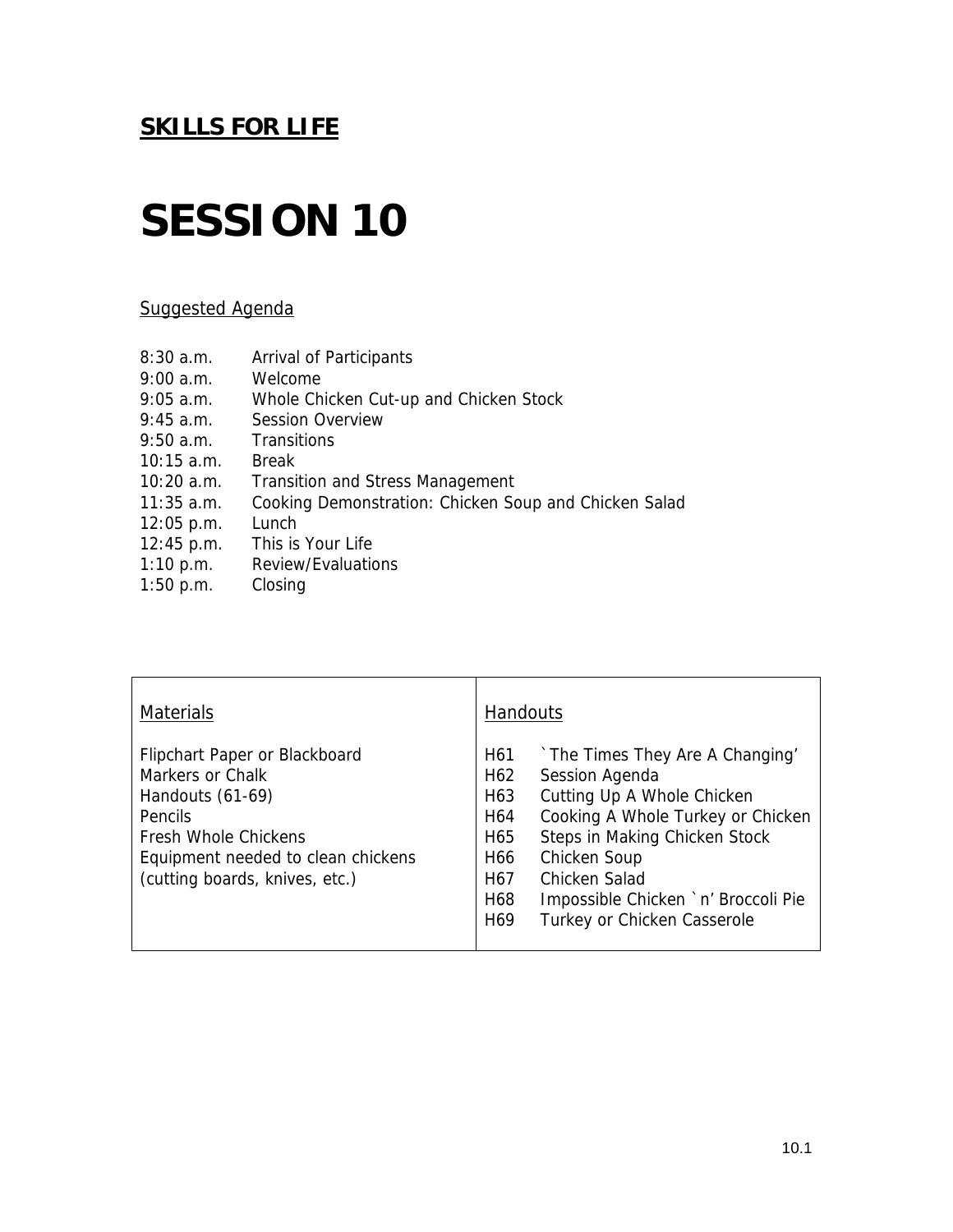## **SKILLS FOR LIFE**

# SESSION 10

Suggested Agenda

| | |
|---|---|
| 8:30 a.m. | Arrival of Participants |
| 9:00 a.m. | Welcome |
| 9:05 a.m. | Whole Chicken Cut-up and Chicken Stock |
| 9:45 a.m. | Session Overview |
| 9:50 a.m. | Transitions |
| 10:15 a.m. | Break |
| 10:20 a.m. | Transition and Stress Management |
| 11:35 a.m. | Cooking Demonstration: Chicken Soup and Chicken Salad |
| 12:05 p.m. | Lunch |
| 12:45 p.m. | This is Your Life |
| 1:10 p.m. | Review/Evaluations |
| 1:50 p.m. | Closing |

| Materials | Handouts |
|---|---|
| Flipchart Paper or Blackboard<br>Markers or Chalk<br>Handouts (61-69)<br>Pencils<br>Fresh Whole Chickens<br>Equipment needed to clean chickens (cutting boards, knives, etc.) | H61 \`The Times They Are A Changing'<br>H62 Session Agenda<br>H63 Cutting Up A Whole Chicken<br>H64 Cooking A Whole Turkey or Chicken<br>H65 Steps in Making Chicken Stock<br>H66 Chicken Soup<br>H67 Chicken Salad<br>H68 Impossible Chicken \`n' Broccoli Pie<br>H69 Turkey or Chicken Casserole |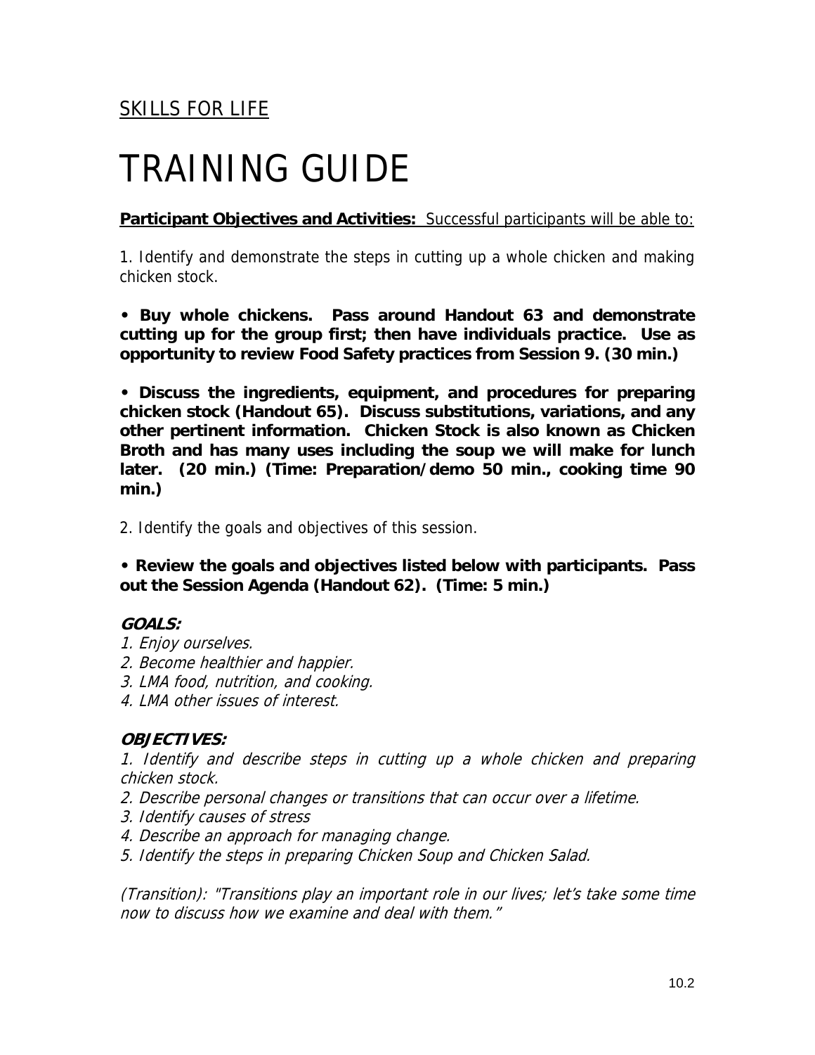SKILLS FOR LIFE

# TRAINING GUIDE

**Participant Objectives and Activities:** Successful participants will be able to:

1. Identify and demonstrate the steps in cutting up a whole chicken and making chicken stock.

**• Buy whole chickens. Pass around Handout 63 and demonstrate cutting up for the group first; then have individuals practice. Use as opportunity to review Food Safety practices from Session 9. (30 min.)**

**• Discuss the ingredients, equipment, and procedures for preparing chicken stock (Handout 65). Discuss substitutions, variations, and any other pertinent information. Chicken Stock is also known as Chicken Broth and has many uses including the soup we will make for lunch later. (20 min.) (Time: Preparation/demo 50 min., cooking time 90 min.)**

2. Identify the goals and objectives of this session.

**• Review the goals and objectives listed below with participants. Pass out the Session Agenda (Handout 62). (Time: 5 min.)**

***GOALS:***

*1. Enjoy ourselves.*
*2. Become healthier and happier.*
*3. LMA food, nutrition, and cooking.*
*4. LMA other issues of interest.*

***OBJECTIVES:***

*1. Identify and describe steps in cutting up a whole chicken and preparing chicken stock.*
*2. Describe personal changes or transitions that can occur over a lifetime.*
*3. Identify causes of stress*
*4. Describe an approach for managing change.*
*5. Identify the steps in preparing Chicken Soup and Chicken Salad.*

*(Transition): "Transitions play an important role in our lives; let's take some time now to discuss how we examine and deal with them."*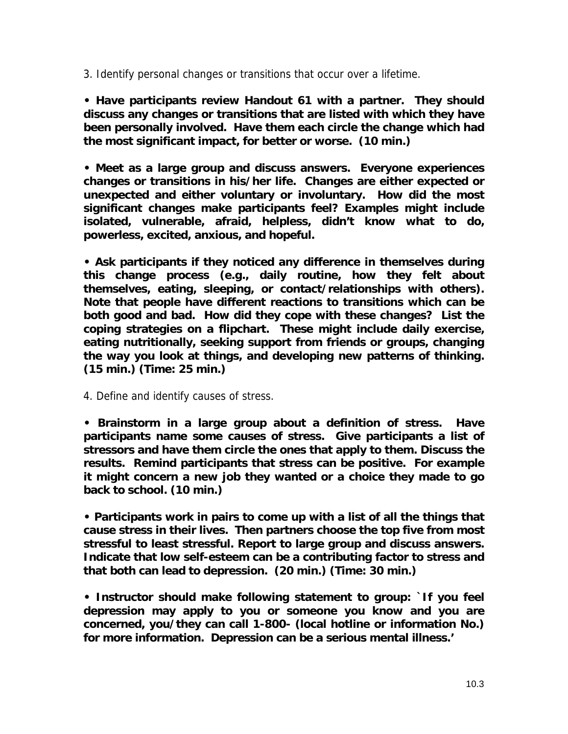3. Identify personal changes or transitions that occur over a lifetime.

**• Have participants review Handout 61 with a partner. They should discuss any changes or transitions that are listed with which they have been personally involved. Have them each circle the change which had the most significant impact, for better or worse. (10 min.)**

**• Meet as a large group and discuss answers. Everyone experiences changes or transitions in his/her life. Changes are either expected or unexpected and either voluntary or involuntary. How did the most significant changes make participants feel? Examples might include isolated, vulnerable, afraid, helpless, didn't know what to do, powerless, excited, anxious, and hopeful.**

**• Ask participants if they noticed any difference in themselves during this change process (e.g., daily routine, how they felt about themselves, eating, sleeping, or contact/relationships with others). Note that people have different reactions to transitions which can be both good and bad. How did they cope with these changes? List the coping strategies on a flipchart. These might include daily exercise, eating nutritionally, seeking support from friends or groups, changing the way you look at things, and developing new patterns of thinking. (15 min.) (Time: 25 min.)**

4. Define and identify causes of stress.

**• Brainstorm in a large group about a definition of stress. Have participants name some causes of stress. Give participants a list of stressors and have them circle the ones that apply to them. Discuss the results. Remind participants that stress can be positive. For example it might concern a new job they wanted or a choice they made to go back to school. (10 min.)**

**• Participants work in pairs to come up with a list of all the things that cause stress in their lives. Then partners choose the top five from most stressful to least stressful. Report to large group and discuss answers. Indicate that low self-esteem can be a contributing factor to stress and that both can lead to depression. (20 min.) (Time: 30 min.)**

**• Instructor should make following statement to group: `If you feel depression may apply to you or someone you know and you are concerned, you/they can call 1-800- (local hotline or information No.) for more information. Depression can be a serious mental illness.'**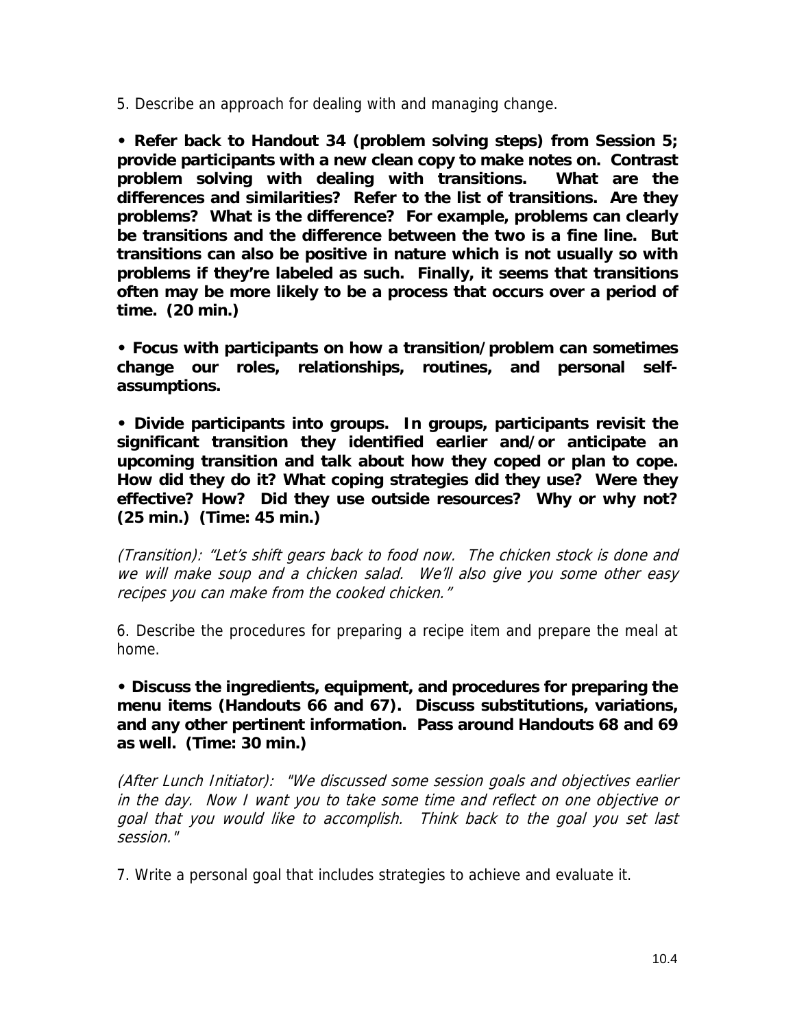5. Describe an approach for dealing with and managing change.

**• Refer back to Handout 34 (problem solving steps) from Session 5; provide participants with a new clean copy to make notes on. Contrast problem solving with dealing with transitions. What are the differences and similarities? Refer to the list of transitions. Are they problems? What is the difference? For example, problems can clearly be transitions and the difference between the two is a fine line. But transitions can also be positive in nature which is not usually so with problems if they're labeled as such. Finally, it seems that transitions often may be more likely to be a process that occurs over a period of time. (20 min.)**

**• Focus with participants on how a transition/problem can sometimes change our roles, relationships, routines, and personal self-assumptions.**

**• Divide participants into groups. In groups, participants revisit the significant transition they identified earlier and/or anticipate an upcoming transition and talk about how they coped or plan to cope. How did they do it? What coping strategies did they use? Were they effective? How? Did they use outside resources? Why or why not? (25 min.) (Time: 45 min.)**

*(Transition): "Let's shift gears back to food now. The chicken stock is done and we will make soup and a chicken salad. We'll also give you some other easy recipes you can make from the cooked chicken."*

6. Describe the procedures for preparing a recipe item and prepare the meal at home.

**• Discuss the ingredients, equipment, and procedures for preparing the menu items (Handouts 66 and 67). Discuss substitutions, variations, and any other pertinent information. Pass around Handouts 68 and 69 as well. (Time: 30 min.)**

*(After Lunch Initiator): "We discussed some session goals and objectives earlier in the day. Now I want you to take some time and reflect on one objective or goal that you would like to accomplish. Think back to the goal you set last session."*

7. Write a personal goal that includes strategies to achieve and evaluate it.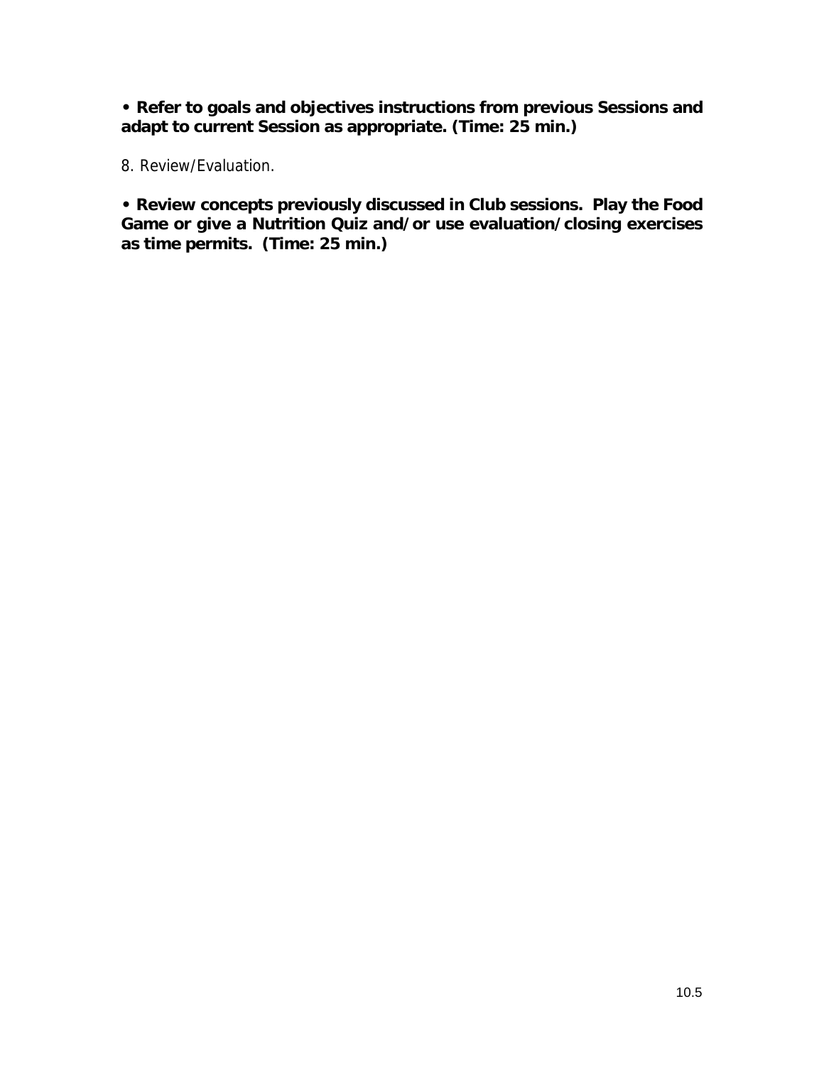**• Refer to goals and objectives instructions from previous Sessions and adapt to current Session as appropriate. (Time: 25 min.)**

8. Review/Evaluation.

**• Review concepts previously discussed in Club sessions. Play the Food Game or give a Nutrition Quiz and/or use evaluation/closing exercises as time permits. (Time: 25 min.)**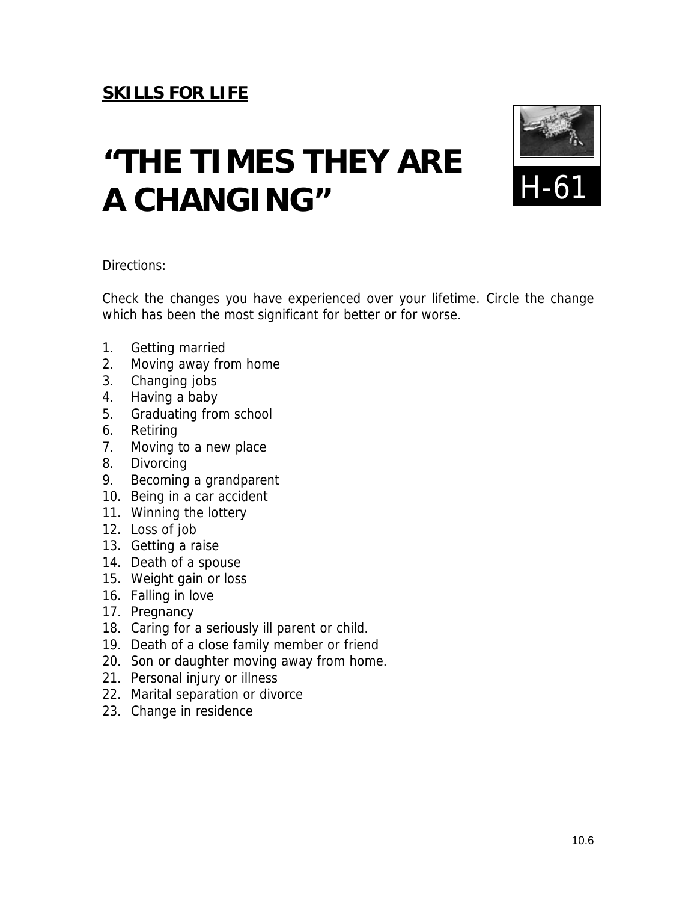**SKILLS FOR LIFE**

# "THE TIMES THEY ARE A CHANGING"

H-61

Directions:

Check the changes you have experienced over your lifetime. Circle the change which has been the most significant for better or for worse.

1. Getting married
2. Moving away from home
3. Changing jobs
4. Having a baby
5. Graduating from school
6. Retiring
7. Moving to a new place
8. Divorcing
9. Becoming a grandparent
10. Being in a car accident
11. Winning the lottery
12. Loss of job
13. Getting a raise
14. Death of a spouse
15. Weight gain or loss
16. Falling in love
17. Pregnancy
18. Caring for a seriously ill parent or child.
19. Death of a close family member or friend
20. Son or daughter moving away from home.
21. Personal injury or illness
22. Marital separation or divorce
23. Change in residence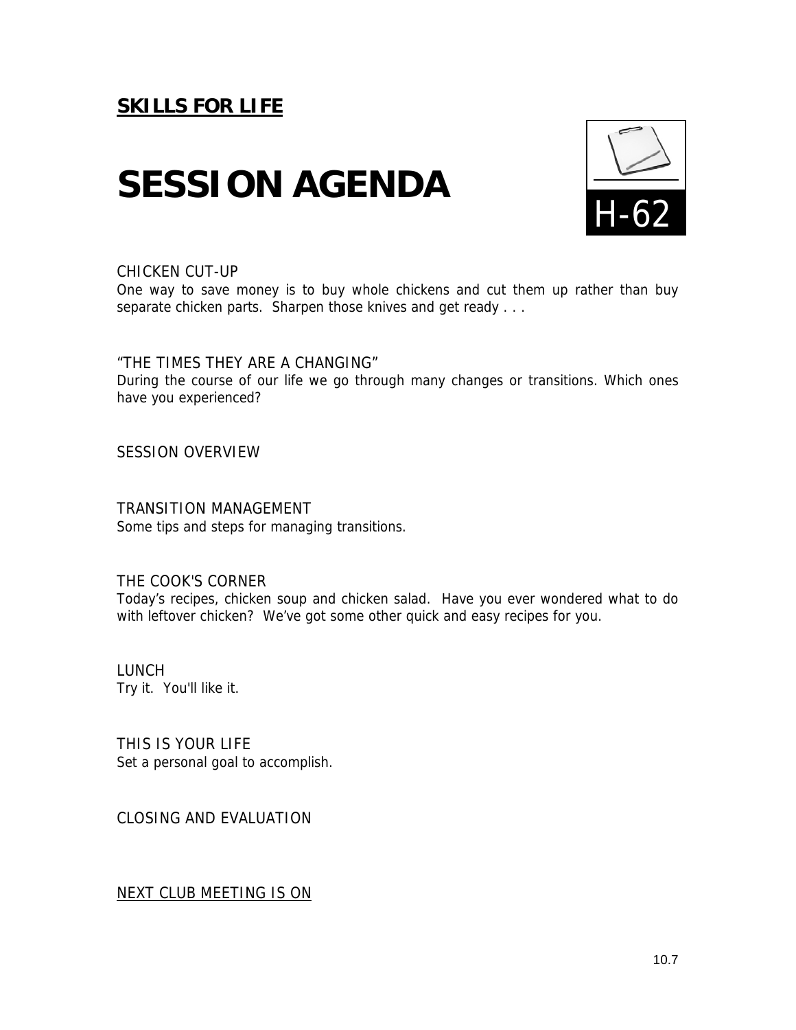**SKILLS FOR LIFE**

# SESSION AGENDA

H-62

CHICKEN CUT-UP
One way to save money is to buy whole chickens and cut them up rather than buy separate chicken parts. Sharpen those knives and get ready . . .

"THE TIMES THEY ARE A CHANGING"
During the course of our life we go through many changes or transitions. Which ones have you experienced?

SESSION OVERVIEW

TRANSITION MANAGEMENT
Some tips and steps for managing transitions.

THE COOK'S CORNER
Today's recipes, chicken soup and chicken salad. Have you ever wondered what to do with leftover chicken? We've got some other quick and easy recipes for you.

LUNCH
Try it. You'll like it.

THIS IS YOUR LIFE
Set a personal goal to accomplish.

CLOSING AND EVALUATION

NEXT CLUB MEETING IS ON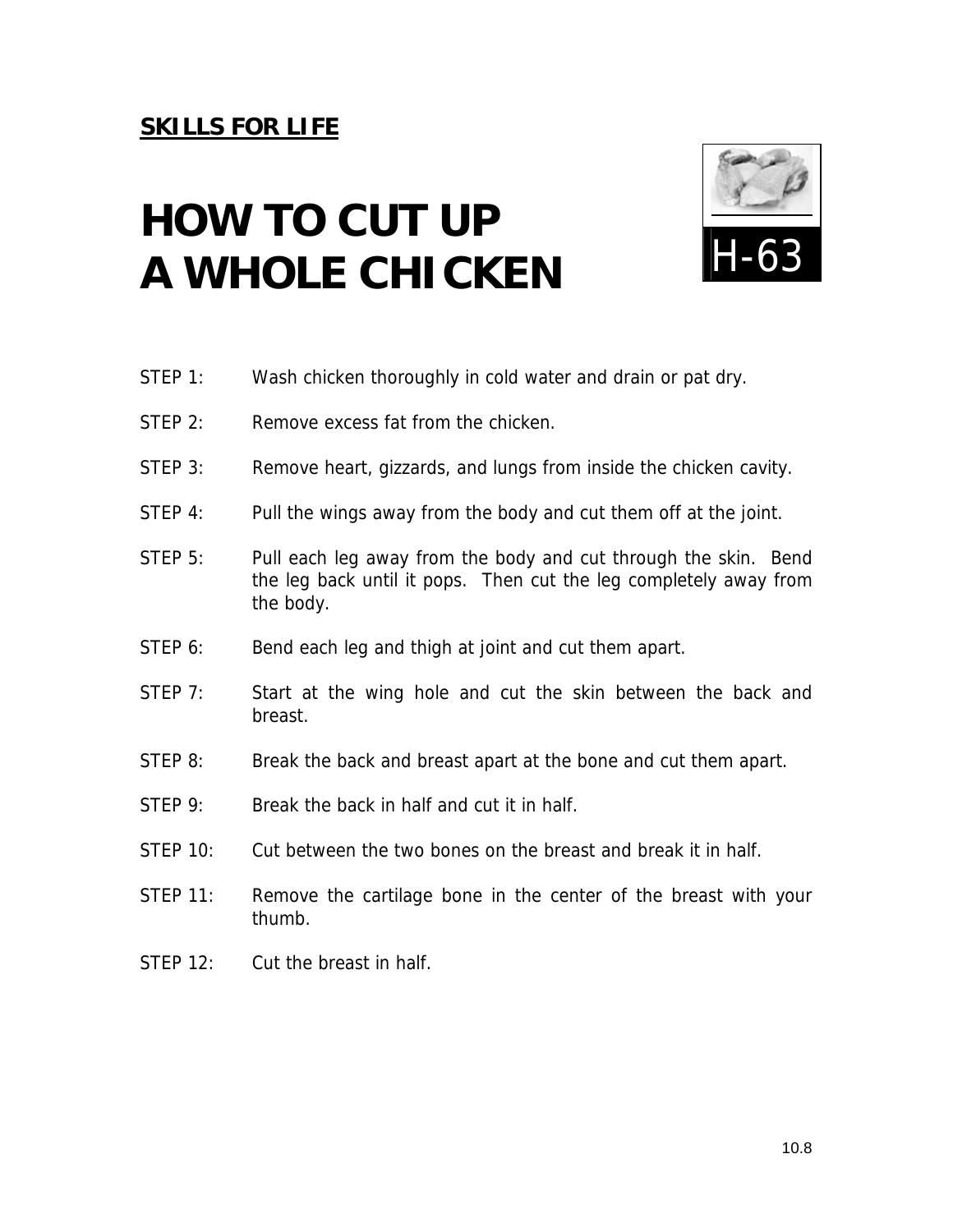**SKILLS FOR LIFE**

# HOW TO CUT UP A WHOLE CHICKEN

H-63

STEP 1: Wash chicken thoroughly in cold water and drain or pat dry.

STEP 2: Remove excess fat from the chicken.

STEP 3: Remove heart, gizzards, and lungs from inside the chicken cavity.

STEP 4: Pull the wings away from the body and cut them off at the joint.

STEP 5: Pull each leg away from the body and cut through the skin. Bend the leg back until it pops. Then cut the leg completely away from the body.

STEP 6: Bend each leg and thigh at joint and cut them apart.

STEP 7: Start at the wing hole and cut the skin between the back and breast.

STEP 8: Break the back and breast apart at the bone and cut them apart.

STEP 9: Break the back in half and cut it in half.

STEP 10: Cut between the two bones on the breast and break it in half.

STEP 11: Remove the cartilage bone in the center of the breast with your thumb.

STEP 12: Cut the breast in half.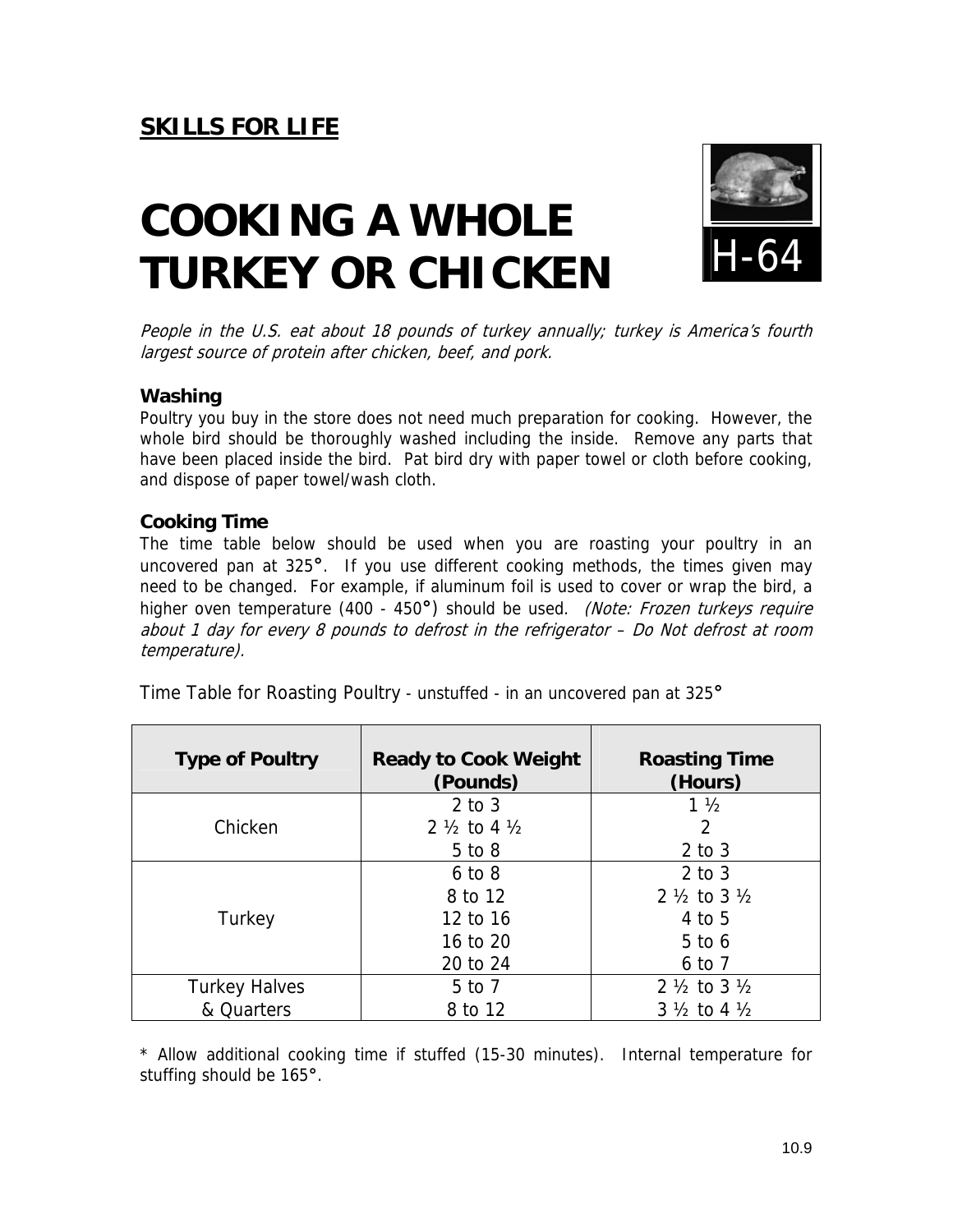**SKILLS FOR LIFE**

# COOKING A WHOLE TURKEY OR CHICKEN

H-64

*People in the U.S. eat about 18 pounds of turkey annually; turkey is America's fourth largest source of protein after chicken, beef, and pork.*

### Washing

Poultry you buy in the store does not need much preparation for cooking. However, the whole bird should be thoroughly washed including the inside. Remove any parts that have been placed inside the bird. Pat bird dry with paper towel or cloth before cooking, and dispose of paper towel/wash cloth.

### Cooking Time

The time table below should be used when you are roasting your poultry in an uncovered pan at 325°. If you use different cooking methods, the times given may need to be changed. For example, if aluminum foil is used to cover or wrap the bird, a higher oven temperature (400 - 450°) should be used. *(Note: Frozen turkeys require about 1 day for every 8 pounds to defrost in the refrigerator – Do Not defrost at room temperature).*

Time Table for Roasting Poultry - unstuffed - in an uncovered pan at 325°

| Type of Poultry | Ready to Cook Weight (Pounds) | Roasting Time (Hours) |
|---|---|---|
| Chicken | 2 to 3 | 1 ½ |
| | 2 ½ to 4 ½ | 2 |
| | 5 to 8 | 2 to 3 |
| Turkey | 6 to 8 | 2 to 3 |
| | 8 to 12 | 2 ½ to 3 ½ |
| | 12 to 16 | 4 to 5 |
| | 16 to 20 | 5 to 6 |
| | 20 to 24 | 6 to 7 |
| Turkey Halves & Quarters | 5 to 7 | 2 ½ to 3 ½ |
| | 8 to 12 | 3 ½ to 4 ½ |

* Allow additional cooking time if stuffed (15-30 minutes). Internal temperature for stuffing should be 165°.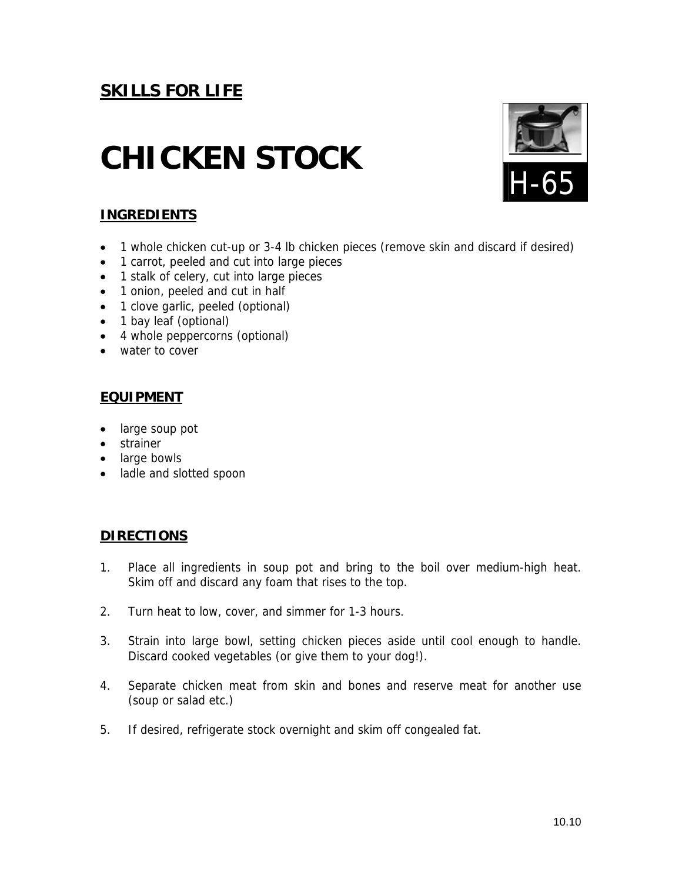## SKILLS FOR LIFE

# CHICKEN STOCK

H-65

### INGREDIENTS

- 1 whole chicken cut-up or 3-4 lb chicken pieces (remove skin and discard if desired)
- 1 carrot, peeled and cut into large pieces
- 1 stalk of celery, cut into large pieces
- 1 onion, peeled and cut in half
- 1 clove garlic, peeled (optional)
- 1 bay leaf (optional)
- 4 whole peppercorns (optional)
- water to cover

### EQUIPMENT

- large soup pot
- strainer
- large bowls
- ladle and slotted spoon

### DIRECTIONS

1. Place all ingredients in soup pot and bring to the boil over medium-high heat. Skim off and discard any foam that rises to the top.

2. Turn heat to low, cover, and simmer for 1-3 hours.

3. Strain into large bowl, setting chicken pieces aside until cool enough to handle. Discard cooked vegetables (or give them to your dog!).

4. Separate chicken meat from skin and bones and reserve meat for another use (soup or salad etc.)

5. If desired, refrigerate stock overnight and skim off congealed fat.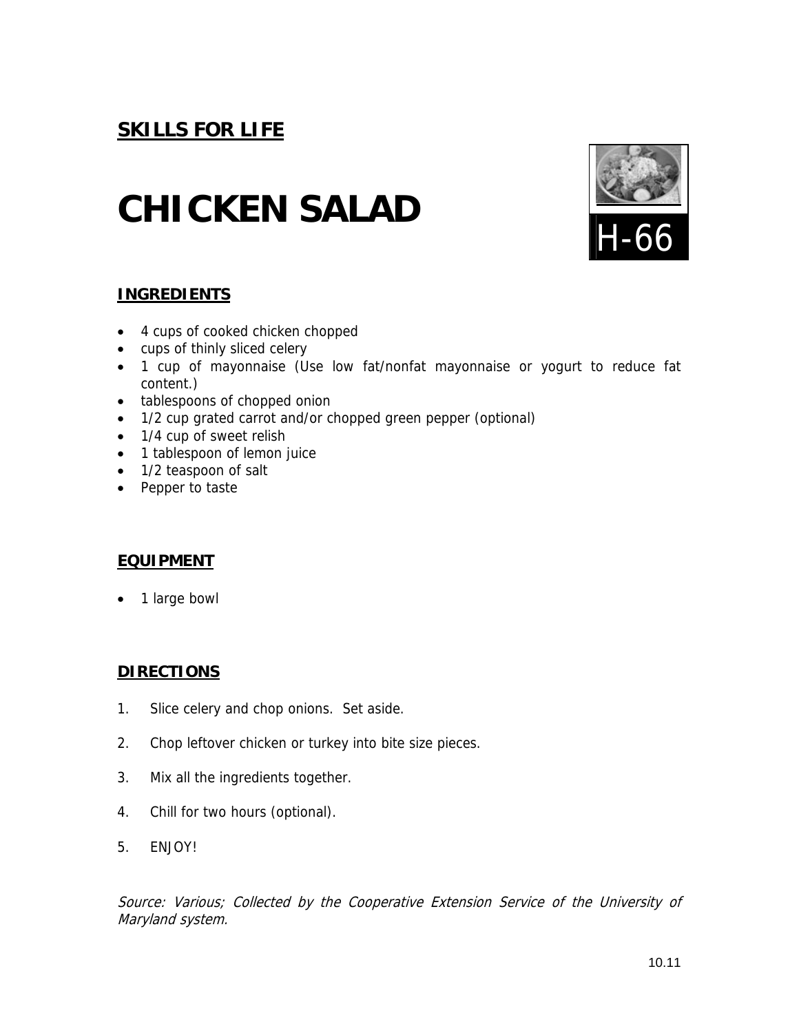## SKILLS FOR LIFE

# CHICKEN SALAD

H-66

### INGREDIENTS

- 4 cups of cooked chicken chopped
- cups of thinly sliced celery
- 1 cup of mayonnaise (Use low fat/nonfat mayonnaise or yogurt to reduce fat content.)
- tablespoons of chopped onion
- 1/2 cup grated carrot and/or chopped green pepper (optional)
- 1/4 cup of sweet relish
- 1 tablespoon of lemon juice
- 1/2 teaspoon of salt
- Pepper to taste

### EQUIPMENT

- 1 large bowl

### DIRECTIONS

1. Slice celery and chop onions. Set aside.
2. Chop leftover chicken or turkey into bite size pieces.
3. Mix all the ingredients together.
4. Chill for two hours (optional).
5. ENJOY!

*Source: Various; Collected by the Cooperative Extension Service of the University of Maryland system.*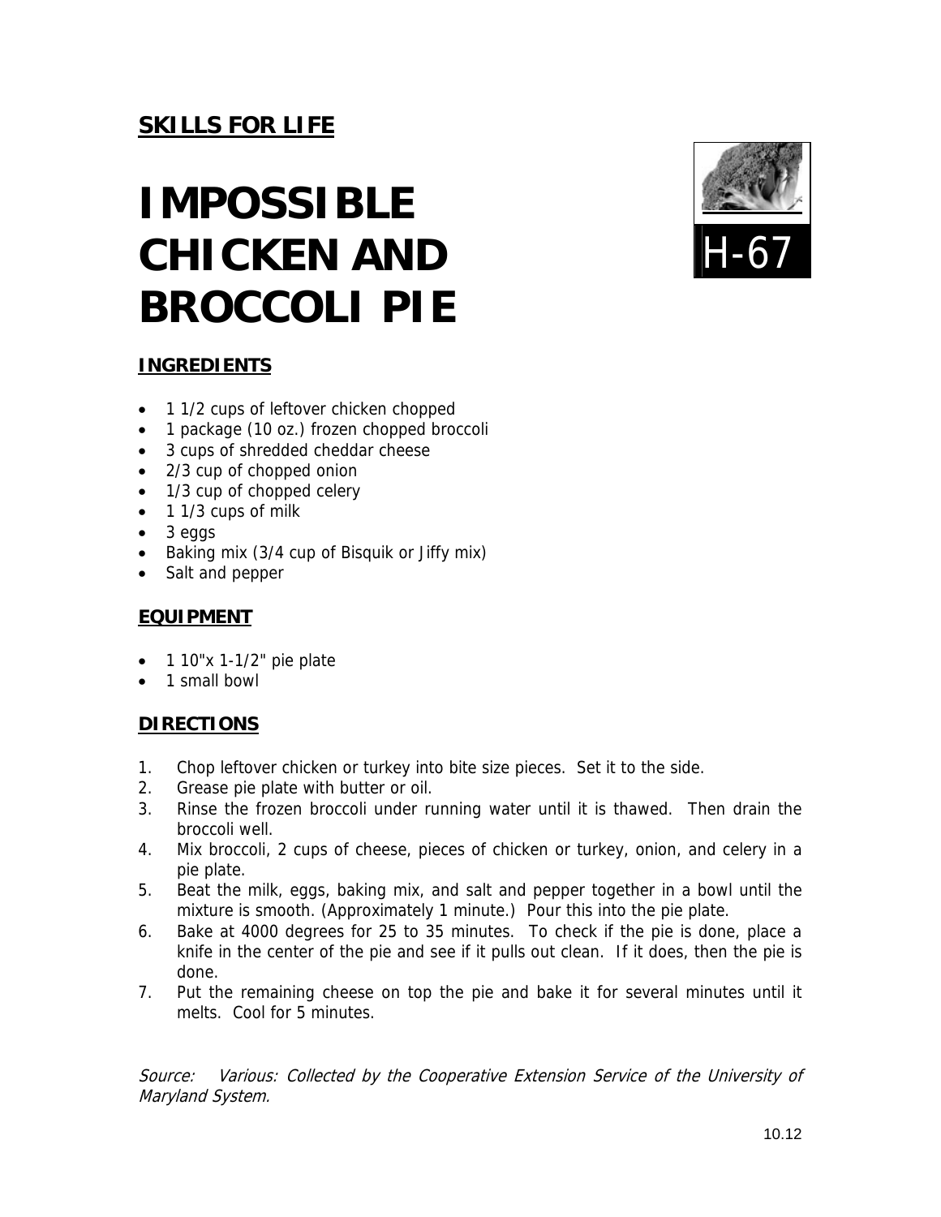**SKILLS FOR LIFE**

# IMPOSSIBLE CHICKEN AND BROCCOLI PIE

H-67

## INGREDIENTS

- 1 1/2 cups of leftover chicken chopped
- 1 package (10 oz.) frozen chopped broccoli
- 3 cups of shredded cheddar cheese
- 2/3 cup of chopped onion
- 1/3 cup of chopped celery
- 1 1/3 cups of milk
- 3 eggs
- Baking mix (3/4 cup of Bisquik or Jiffy mix)
- Salt and pepper

## EQUIPMENT

- 1 10"x 1-1/2" pie plate
- 1 small bowl

## DIRECTIONS

1. Chop leftover chicken or turkey into bite size pieces. Set it to the side.
2. Grease pie plate with butter or oil.
3. Rinse the frozen broccoli under running water until it is thawed. Then drain the broccoli well.
4. Mix broccoli, 2 cups of cheese, pieces of chicken or turkey, onion, and celery in a pie plate.
5. Beat the milk, eggs, baking mix, and salt and pepper together in a bowl until the mixture is smooth. (Approximately 1 minute.) Pour this into the pie plate.
6. Bake at 4000 degrees for 25 to 35 minutes. To check if the pie is done, place a knife in the center of the pie and see if it pulls out clean. If it does, then the pie is done.
7. Put the remaining cheese on top the pie and bake it for several minutes until it melts. Cool for 5 minutes.

*Source: Various: Collected by the Cooperative Extension Service of the University of Maryland System.*

10.12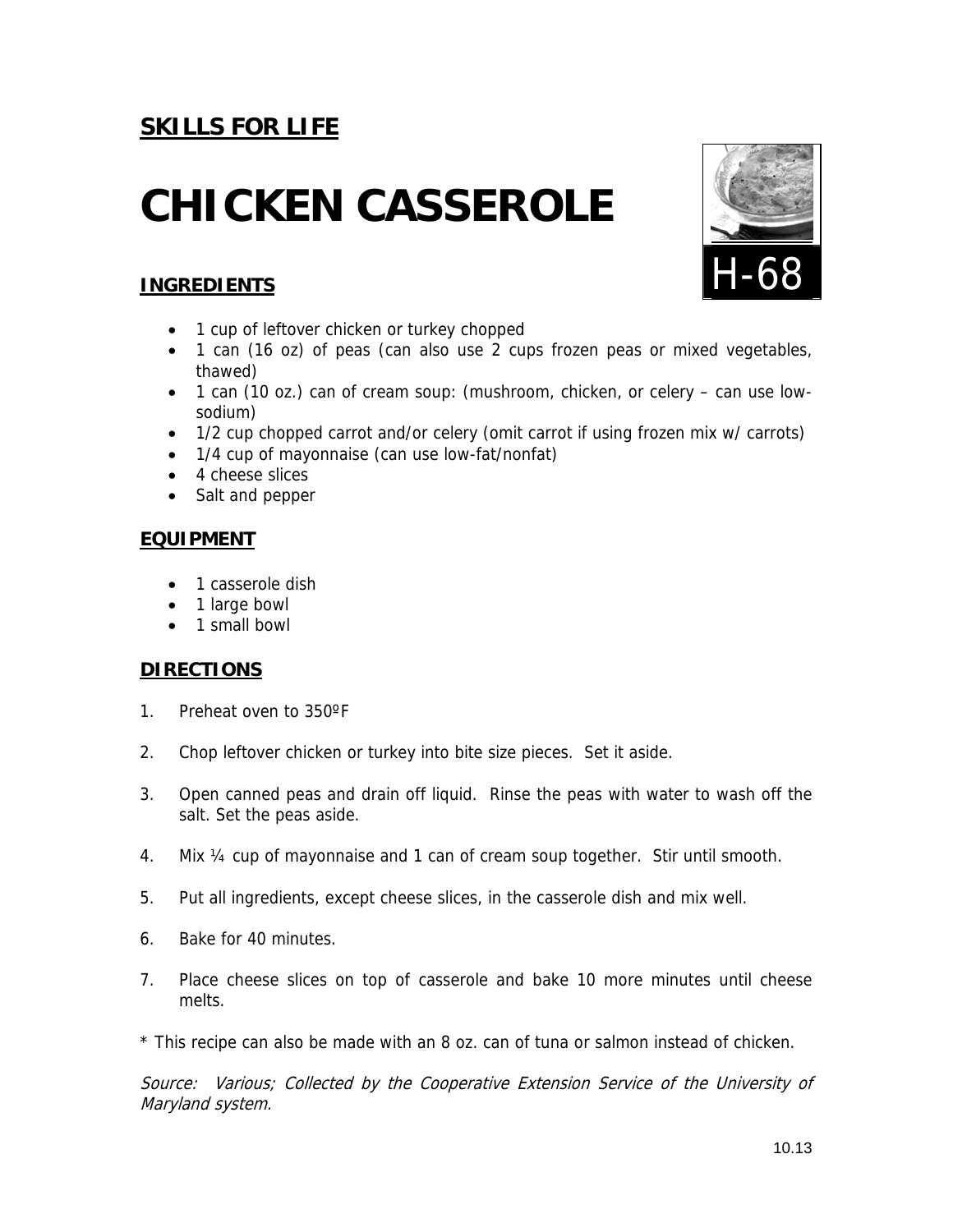**SKILLS FOR LIFE**

# CHICKEN CASSEROLE

H-68

## INGREDIENTS

- 1 cup of leftover chicken or turkey chopped
- 1 can (16 oz) of peas (can also use 2 cups frozen peas or mixed vegetables, thawed)
- 1 can (10 oz.) can of cream soup: (mushroom, chicken, or celery – can use low-sodium)
- 1/2 cup chopped carrot and/or celery (omit carrot if using frozen mix w/ carrots)
- 1/4 cup of mayonnaise (can use low-fat/nonfat)
- 4 cheese slices
- Salt and pepper

## EQUIPMENT

- 1 casserole dish
- 1 large bowl
- 1 small bowl

## DIRECTIONS

1. Preheat oven to 350ºF
2. Chop leftover chicken or turkey into bite size pieces. Set it aside.
3. Open canned peas and drain off liquid. Rinse the peas with water to wash off the salt. Set the peas aside.
4. Mix ¼ cup of mayonnaise and 1 can of cream soup together. Stir until smooth.
5. Put all ingredients, except cheese slices, in the casserole dish and mix well.
6. Bake for 40 minutes.
7. Place cheese slices on top of casserole and bake 10 more minutes until cheese melts.

* This recipe can also be made with an 8 oz. can of tuna or salmon instead of chicken.

*Source: Various; Collected by the Cooperative Extension Service of the University of Maryland system.*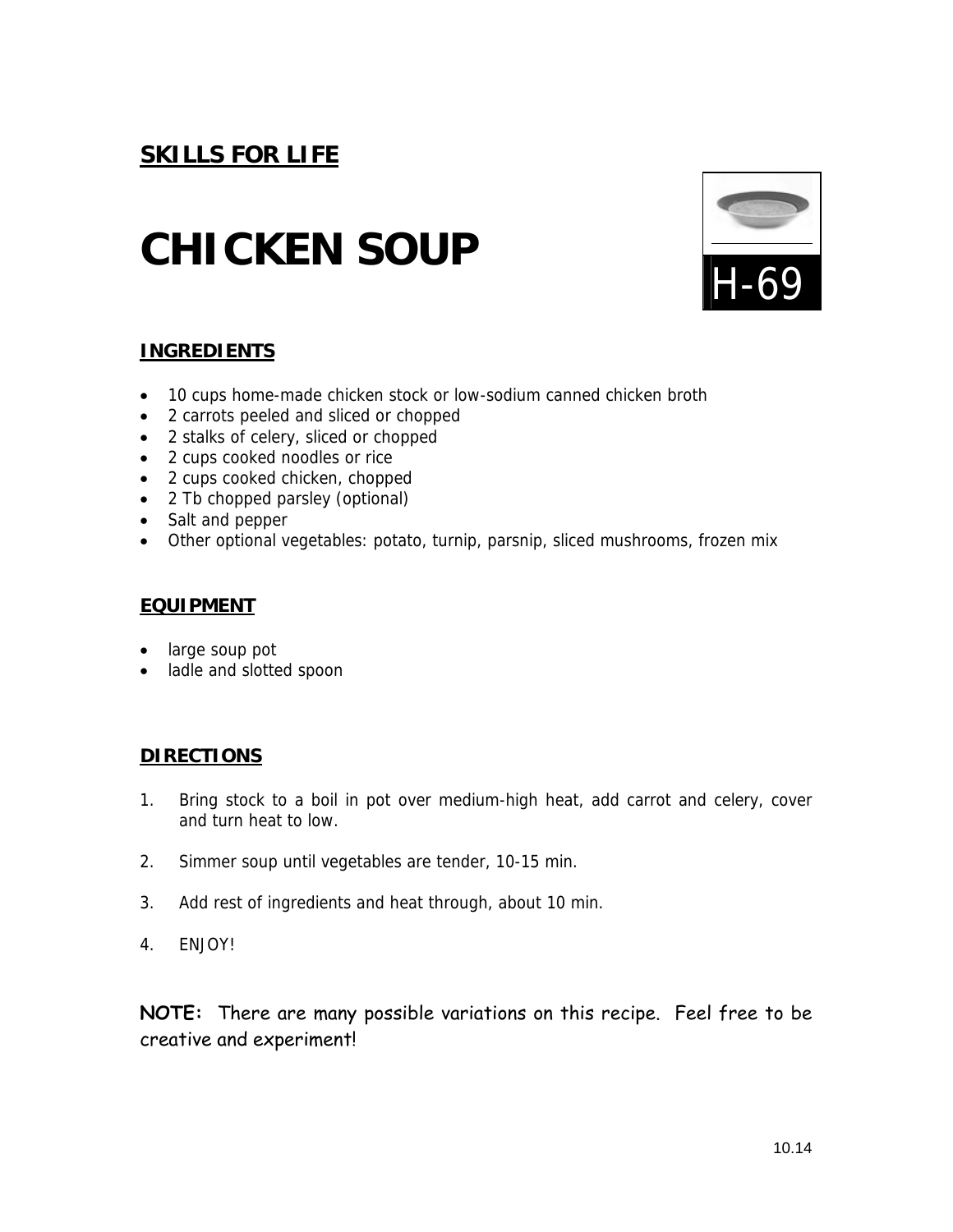## SKILLS FOR LIFE

# CHICKEN SOUP

H-69

### INGREDIENTS

- 10 cups home-made chicken stock or low-sodium canned chicken broth
- 2 carrots peeled and sliced or chopped
- 2 stalks of celery, sliced or chopped
- 2 cups cooked noodles or rice
- 2 cups cooked chicken, chopped
- 2 Tb chopped parsley (optional)
- Salt and pepper
- Other optional vegetables: potato, turnip, parsnip, sliced mushrooms, frozen mix

### EQUIPMENT

- large soup pot
- ladle and slotted spoon

### DIRECTIONS

1. Bring stock to a boil in pot over medium-high heat, add carrot and celery, cover and turn heat to low.
2. Simmer soup until vegetables are tender, 10-15 min.
3. Add rest of ingredients and heat through, about 10 min.
4. ENJOY!

**NOTE:** There are many possible variations on this recipe. Feel free to be creative and experiment!